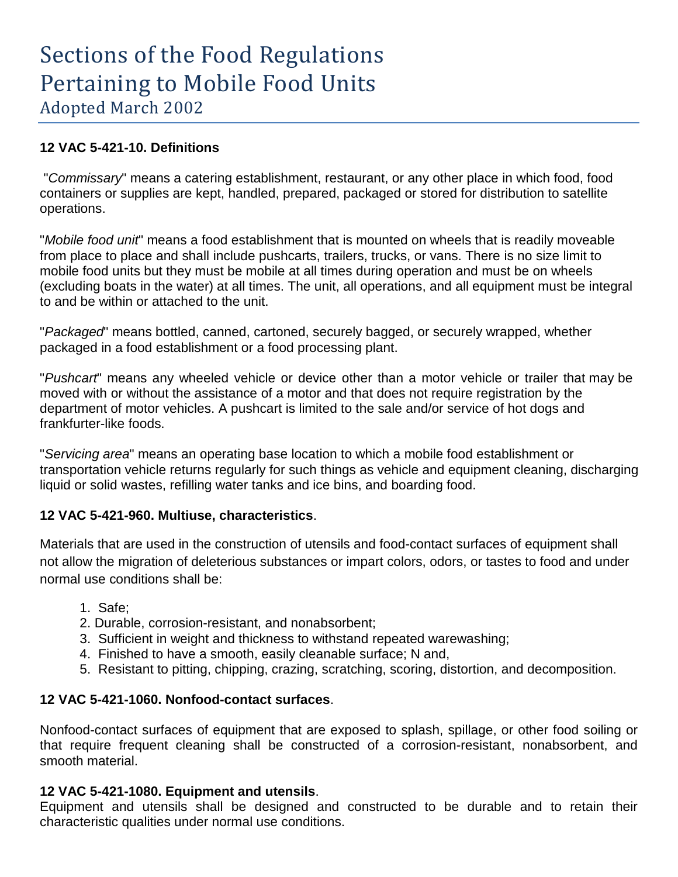# Sections of the Food Regulations Pertaining to Mobile Food Units

Adopted March 2002

**12 VAC 5-421-10. Definitions**

"*Commissary*" means a catering establishment, restaurant, or any other place in which food, food containers or supplies are kept, handled, prepared, packaged or stored for distribution to satellite operations.

"*Mobile food unit*" means a food establishment that is mounted on wheels that is readily moveable from place to place and shall include pushcarts, trailers, trucks, or vans. There is no size limit to mobile food units but they must be mobile at all times during operation and must be on wheels (excluding boats in the water) at all times. The unit, all operations, and all equipment must be integral to and be within or attached to the unit.

"*Packaged*" means bottled, canned, cartoned, securely bagged, or securely wrapped, whether packaged in a food establishment or a food processing plant.

"*Pushcart*" means any wheeled vehicle or device other than a motor vehicle or trailer that may be moved with or without the assistance of a motor and that does not require registration by the department of motor vehicles. A pushcart is limited to the sale and/or service of hot dogs and frankfurter-like foods.

"*Servicing area*" means an operating base location to which a mobile food establishment or transportation vehicle returns regularly for such things as vehicle and equipment cleaning, discharging liquid or solid wastes, refilling water tanks and ice bins, and boarding food.

**12 VAC 5-421-960. Multiuse, characteristics**.

Materials that are used in the construction of utensils and food-contact surfaces of equipment shall not allow the migration of deleterious substances or impart colors, odors, or tastes to food and under normal use conditions shall be:

1. Safe;
2. Durable, corrosion-resistant, and nonabsorbent;
3. Sufficient in weight and thickness to withstand repeated warewashing;
4. Finished to have a smooth, easily cleanable surface; N and,
5. Resistant to pitting, chipping, crazing, scratching, scoring, distortion, and decomposition.

**12 VAC 5-421-1060. Nonfood-contact surfaces**.

Nonfood-contact surfaces of equipment that are exposed to splash, spillage, or other food soiling or that require frequent cleaning shall be constructed of a corrosion-resistant, nonabsorbent, and smooth material.

**12 VAC 5-421-1080. Equipment and utensils**.

Equipment and utensils shall be designed and constructed to be durable and to retain their characteristic qualities under normal use conditions.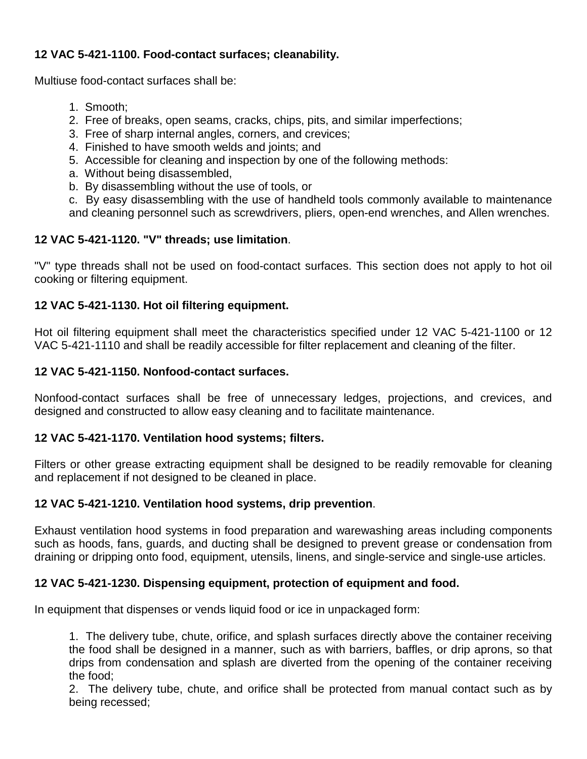**12 VAC 5-421-1100. Food-contact surfaces; cleanability.**

Multiuse food-contact surfaces shall be:

1. Smooth;
2. Free of breaks, open seams, cracks, chips, pits, and similar imperfections;
3. Free of sharp internal angles, corners, and crevices;
4. Finished to have smooth welds and joints; and
5. Accessible for cleaning and inspection by one of the following methods:
   a. Without being disassembled,
   b. By disassembling without the use of tools, or
   c. By easy disassembling with the use of handheld tools commonly available to maintenance and cleaning personnel such as screwdrivers, pliers, open-end wrenches, and Allen wrenches.

**12 VAC 5-421-1120. "V" threads; use limitation**.

"V" type threads shall not be used on food-contact surfaces. This section does not apply to hot oil cooking or filtering equipment.

**12 VAC 5-421-1130. Hot oil filtering equipment.**

Hot oil filtering equipment shall meet the characteristics specified under 12 VAC 5-421-1100 or 12 VAC 5-421-1110 and shall be readily accessible for filter replacement and cleaning of the filter.

**12 VAC 5-421-1150. Nonfood-contact surfaces.**

Nonfood-contact surfaces shall be free of unnecessary ledges, projections, and crevices, and designed and constructed to allow easy cleaning and to facilitate maintenance.

**12 VAC 5-421-1170. Ventilation hood systems; filters.**

Filters or other grease extracting equipment shall be designed to be readily removable for cleaning and replacement if not designed to be cleaned in place.

**12 VAC 5-421-1210. Ventilation hood systems, drip prevention**.

Exhaust ventilation hood systems in food preparation and warewashing areas including components such as hoods, fans, guards, and ducting shall be designed to prevent grease or condensation from draining or dripping onto food, equipment, utensils, linens, and single-service and single-use articles.

**12 VAC 5-421-1230. Dispensing equipment, protection of equipment and food.**

In equipment that dispenses or vends liquid food or ice in unpackaged form:

1. The delivery tube, chute, orifice, and splash surfaces directly above the container receiving the food shall be designed in a manner, such as with barriers, baffles, or drip aprons, so that drips from condensation and splash are diverted from the opening of the container receiving the food;
2. The delivery tube, chute, and orifice shall be protected from manual contact such as by being recessed;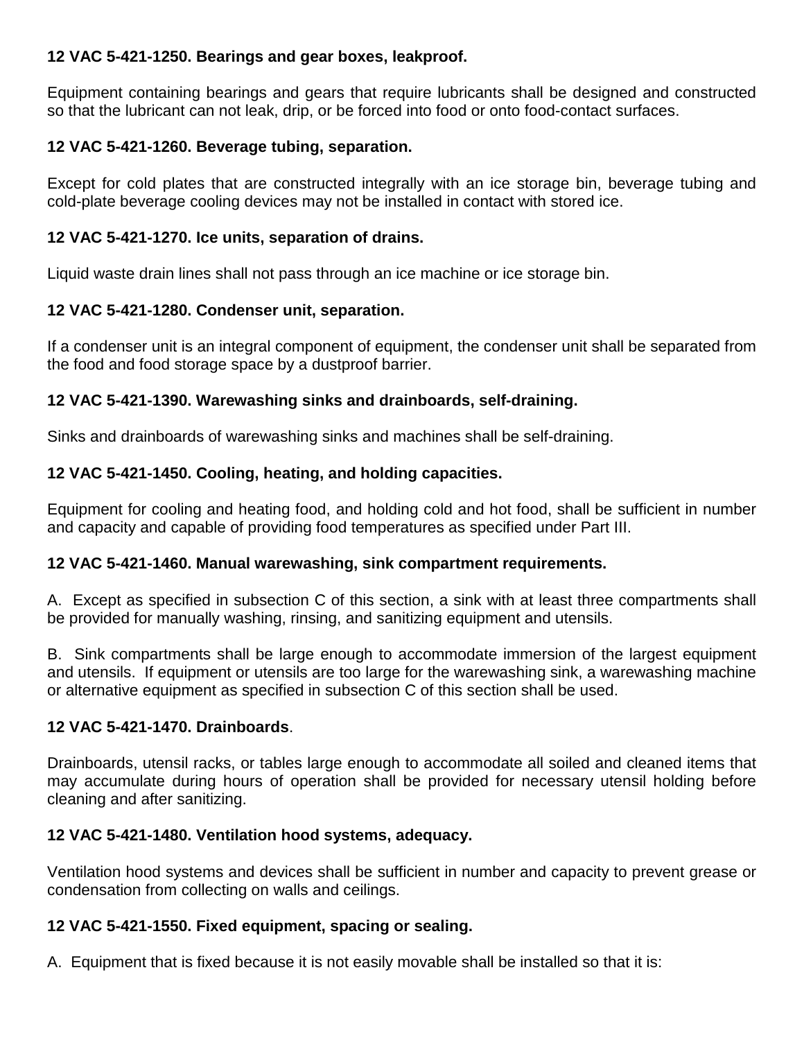**12 VAC 5-421-1250. Bearings and gear boxes, leakproof.**

Equipment containing bearings and gears that require lubricants shall be designed and constructed so that the lubricant can not leak, drip, or be forced into food or onto food-contact surfaces.

**12 VAC 5-421-1260. Beverage tubing, separation.**

Except for cold plates that are constructed integrally with an ice storage bin, beverage tubing and cold-plate beverage cooling devices may not be installed in contact with stored ice.

**12 VAC 5-421-1270. Ice units, separation of drains.**

Liquid waste drain lines shall not pass through an ice machine or ice storage bin.

**12 VAC 5-421-1280. Condenser unit, separation.**

If a condenser unit is an integral component of equipment, the condenser unit shall be separated from the food and food storage space by a dustproof barrier.

**12 VAC 5-421-1390. Warewashing sinks and drainboards, self-draining.**

Sinks and drainboards of warewashing sinks and machines shall be self-draining.

**12 VAC 5-421-1450. Cooling, heating, and holding capacities.**

Equipment for cooling and heating food, and holding cold and hot food, shall be sufficient in number and capacity and capable of providing food temperatures as specified under Part III.

**12 VAC 5-421-1460. Manual warewashing, sink compartment requirements.**

A. Except as specified in subsection C of this section, a sink with at least three compartments shall be provided for manually washing, rinsing, and sanitizing equipment and utensils.

B. Sink compartments shall be large enough to accommodate immersion of the largest equipment and utensils. If equipment or utensils are too large for the warewashing sink, a warewashing machine or alternative equipment as specified in subsection C of this section shall be used.

**12 VAC 5-421-1470. Drainboards**.

Drainboards, utensil racks, or tables large enough to accommodate all soiled and cleaned items that may accumulate during hours of operation shall be provided for necessary utensil holding before cleaning and after sanitizing.

**12 VAC 5-421-1480. Ventilation hood systems, adequacy.**

Ventilation hood systems and devices shall be sufficient in number and capacity to prevent grease or condensation from collecting on walls and ceilings.

**12 VAC 5-421-1550. Fixed equipment, spacing or sealing.**

A. Equipment that is fixed because it is not easily movable shall be installed so that it is: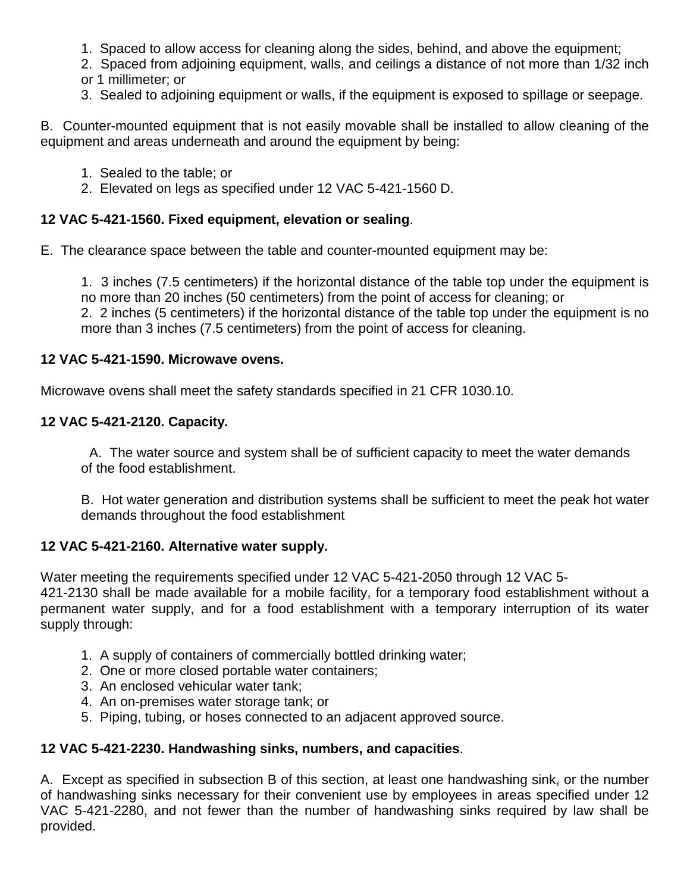1. Spaced to allow access for cleaning along the sides, behind, and above the equipment;
2. Spaced from adjoining equipment, walls, and ceilings a distance of not more than 1/32 inch or 1 millimeter; or
3. Sealed to adjoining equipment or walls, if the equipment is exposed to spillage or seepage.

B. Counter-mounted equipment that is not easily movable shall be installed to allow cleaning of the equipment and areas underneath and around the equipment by being:

1. Sealed to the table; or
2. Elevated on legs as specified under 12 VAC 5-421-1560 D.

**12 VAC 5-421-1560. Fixed equipment, elevation or sealing**.

E. The clearance space between the table and counter-mounted equipment may be:

1. 3 inches (7.5 centimeters) if the horizontal distance of the table top under the equipment is no more than 20 inches (50 centimeters) from the point of access for cleaning; or
2. 2 inches (5 centimeters) if the horizontal distance of the table top under the equipment is no more than 3 inches (7.5 centimeters) from the point of access for cleaning.

**12 VAC 5-421-1590. Microwave ovens.**

Microwave ovens shall meet the safety standards specified in 21 CFR 1030.10.

**12 VAC 5-421-2120. Capacity.**

A. The water source and system shall be of sufficient capacity to meet the water demands of the food establishment.

B. Hot water generation and distribution systems shall be sufficient to meet the peak hot water demands throughout the food establishment

**12 VAC 5-421-2160. Alternative water supply.**

Water meeting the requirements specified under 12 VAC 5-421-2050 through 12 VAC 5-421-2130 shall be made available for a mobile facility, for a temporary food establishment without a permanent water supply, and for a food establishment with a temporary interruption of its water supply through:

1. A supply of containers of commercially bottled drinking water;
2. One or more closed portable water containers;
3. An enclosed vehicular water tank;
4. An on-premises water storage tank; or
5. Piping, tubing, or hoses connected to an adjacent approved source.

**12 VAC 5-421-2230. Handwashing sinks, numbers, and capacities**.

A. Except as specified in subsection B of this section, at least one handwashing sink, or the number of handwashing sinks necessary for their convenient use by employees in areas specified under 12 VAC 5-421-2280, and not fewer than the number of handwashing sinks required by law shall be provided.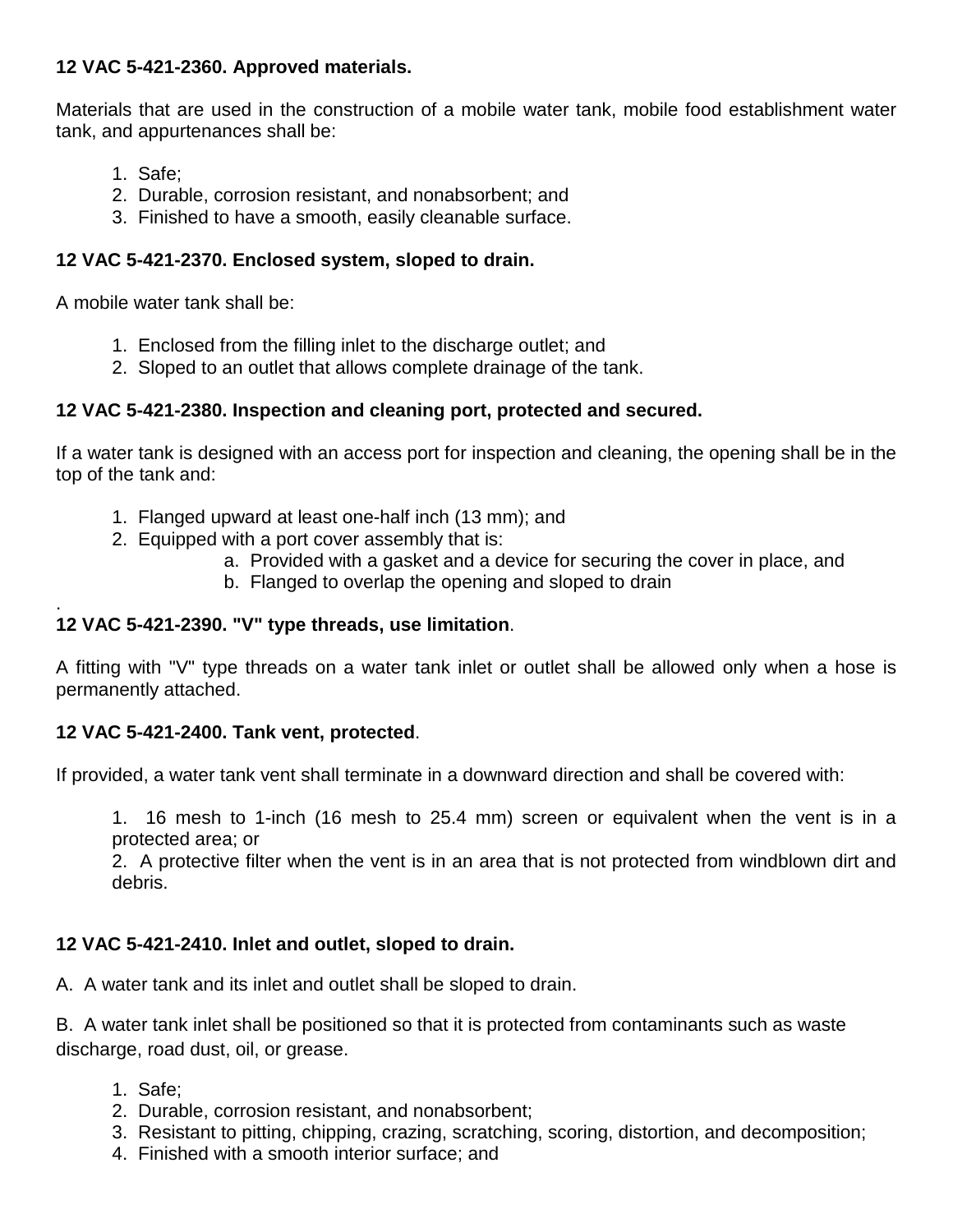**12 VAC 5-421-2360. Approved materials.**

Materials that are used in the construction of a mobile water tank, mobile food establishment water tank, and appurtenances shall be:

1. Safe;
2. Durable, corrosion resistant, and nonabsorbent; and
3. Finished to have a smooth, easily cleanable surface.

**12 VAC 5-421-2370. Enclosed system, sloped to drain.**

A mobile water tank shall be:

1. Enclosed from the filling inlet to the discharge outlet; and
2. Sloped to an outlet that allows complete drainage of the tank.

**12 VAC 5-421-2380. Inspection and cleaning port, protected and secured.**

If a water tank is designed with an access port for inspection and cleaning, the opening shall be in the top of the tank and:

1. Flanged upward at least one-half inch (13 mm); and
2. Equipped with a port cover assembly that is:
   a. Provided with a gasket and a device for securing the cover in place, and
   b. Flanged to overlap the opening and sloped to drain

.

**12 VAC 5-421-2390. "V" type threads, use limitation**.

A fitting with "V" type threads on a water tank inlet or outlet shall be allowed only when a hose is permanently attached.

**12 VAC 5-421-2400. Tank vent, protected**.

If provided, a water tank vent shall terminate in a downward direction and shall be covered with:

1. 16 mesh to 1-inch (16 mesh to 25.4 mm) screen or equivalent when the vent is in a protected area; or
2. A protective filter when the vent is in an area that is not protected from windblown dirt and debris.

**12 VAC 5-421-2410. Inlet and outlet, sloped to drain.**

A. A water tank and its inlet and outlet shall be sloped to drain.

B. A water tank inlet shall be positioned so that it is protected from contaminants such as waste discharge, road dust, oil, or grease.

1. Safe;
2. Durable, corrosion resistant, and nonabsorbent;
3. Resistant to pitting, chipping, crazing, scratching, scoring, distortion, and decomposition;
4. Finished with a smooth interior surface; and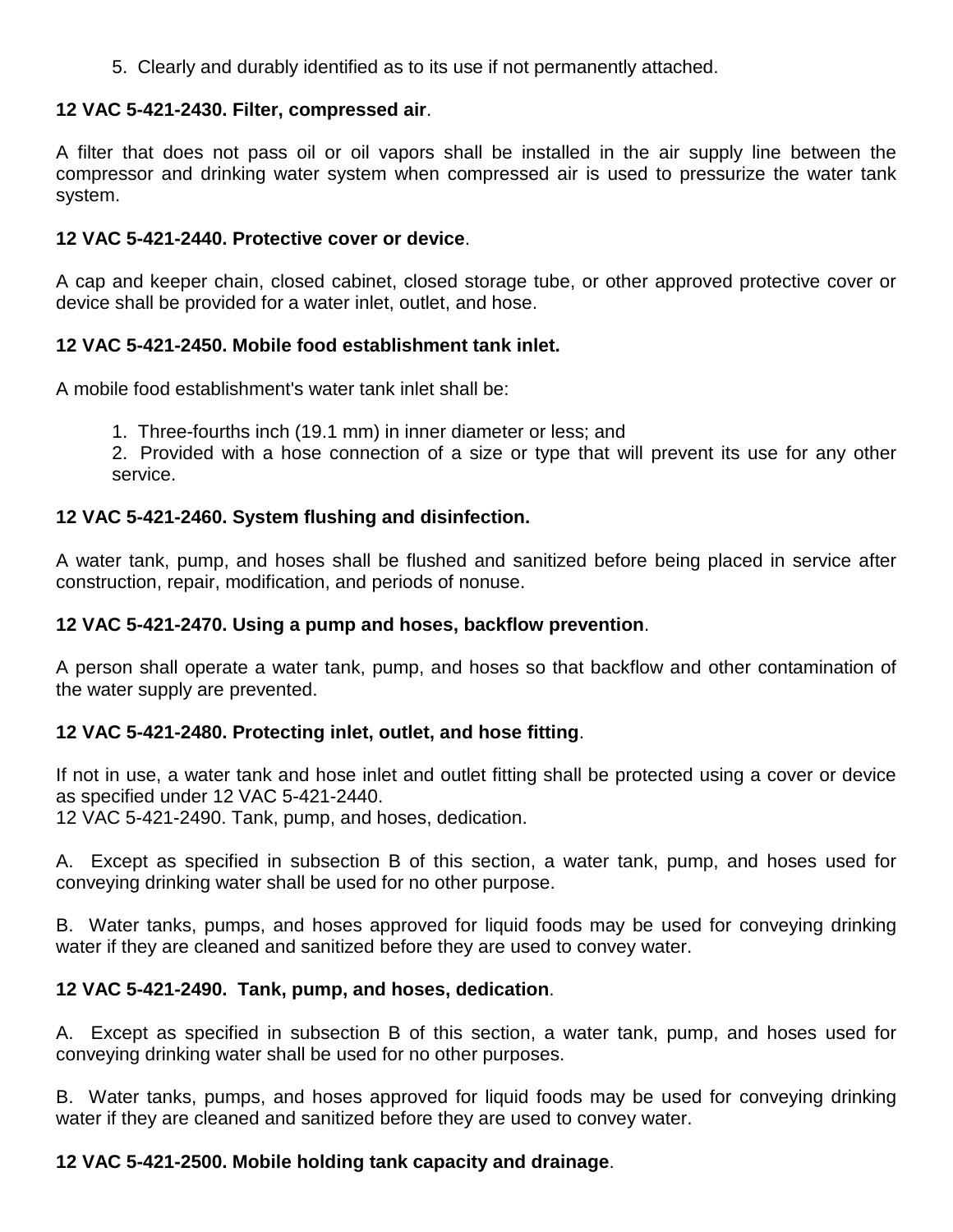5. Clearly and durably identified as to its use if not permanently attached.

**12 VAC 5-421-2430. Filter, compressed air**.

A filter that does not pass oil or oil vapors shall be installed in the air supply line between the compressor and drinking water system when compressed air is used to pressurize the water tank system.

**12 VAC 5-421-2440. Protective cover or device**.

A cap and keeper chain, closed cabinet, closed storage tube, or other approved protective cover or device shall be provided for a water inlet, outlet, and hose.

**12 VAC 5-421-2450. Mobile food establishment tank inlet.**

A mobile food establishment's water tank inlet shall be:

1. Three-fourths inch (19.1 mm) in inner diameter or less; and
2. Provided with a hose connection of a size or type that will prevent its use for any other service.

**12 VAC 5-421-2460. System flushing and disinfection.**

A water tank, pump, and hoses shall be flushed and sanitized before being placed in service after construction, repair, modification, and periods of nonuse.

**12 VAC 5-421-2470. Using a pump and hoses, backflow prevention**.

A person shall operate a water tank, pump, and hoses so that backflow and other contamination of the water supply are prevented.

**12 VAC 5-421-2480. Protecting inlet, outlet, and hose fitting**.

If not in use, a water tank and hose inlet and outlet fitting shall be protected using a cover or device as specified under 12 VAC 5-421-2440.
12 VAC 5-421-2490. Tank, pump, and hoses, dedication.

A. Except as specified in subsection B of this section, a water tank, pump, and hoses used for conveying drinking water shall be used for no other purpose.

B. Water tanks, pumps, and hoses approved for liquid foods may be used for conveying drinking water if they are cleaned and sanitized before they are used to convey water.

**12 VAC 5-421-2490. Tank, pump, and hoses, dedication**.

A. Except as specified in subsection B of this section, a water tank, pump, and hoses used for conveying drinking water shall be used for no other purposes.

B. Water tanks, pumps, and hoses approved for liquid foods may be used for conveying drinking water if they are cleaned and sanitized before they are used to convey water.

**12 VAC 5-421-2500. Mobile holding tank capacity and drainage**.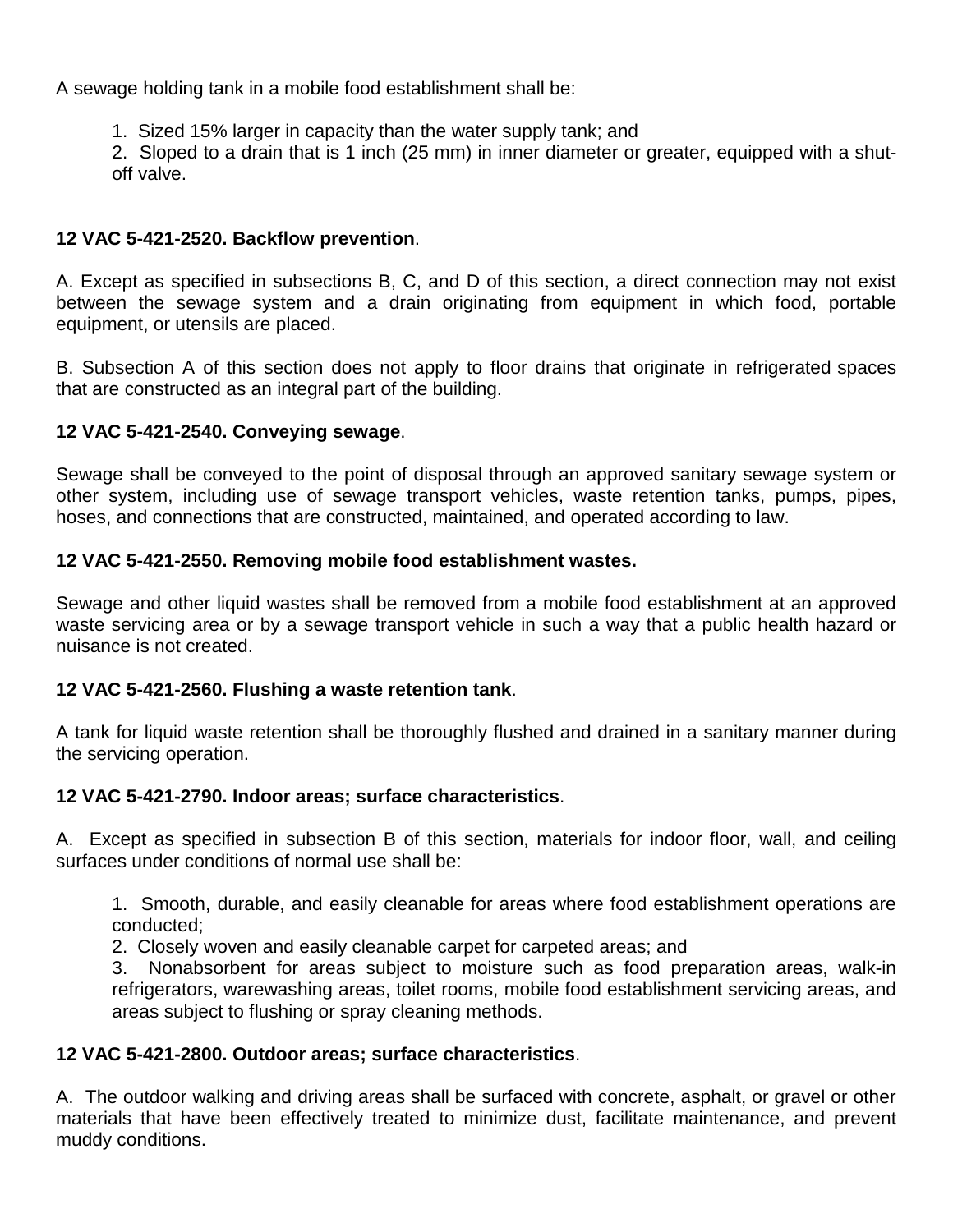A sewage holding tank in a mobile food establishment shall be:

1. Sized 15% larger in capacity than the water supply tank; and
2. Sloped to a drain that is 1 inch (25 mm) in inner diameter or greater, equipped with a shut-off valve.

**12 VAC 5-421-2520. Backflow prevention**.

A. Except as specified in subsections B, C, and D of this section, a direct connection may not exist between the sewage system and a drain originating from equipment in which food, portable equipment, or utensils are placed.

B. Subsection A of this section does not apply to floor drains that originate in refrigerated spaces that are constructed as an integral part of the building.

**12 VAC 5-421-2540. Conveying sewage**.

Sewage shall be conveyed to the point of disposal through an approved sanitary sewage system or other system, including use of sewage transport vehicles, waste retention tanks, pumps, pipes, hoses, and connections that are constructed, maintained, and operated according to law.

**12 VAC 5-421-2550. Removing mobile food establishment wastes.**

Sewage and other liquid wastes shall be removed from a mobile food establishment at an approved waste servicing area or by a sewage transport vehicle in such a way that a public health hazard or nuisance is not created.

**12 VAC 5-421-2560. Flushing a waste retention tank**.

A tank for liquid waste retention shall be thoroughly flushed and drained in a sanitary manner during the servicing operation.

**12 VAC 5-421-2790. Indoor areas; surface characteristics**.

A. Except as specified in subsection B of this section, materials for indoor floor, wall, and ceiling surfaces under conditions of normal use shall be:

1. Smooth, durable, and easily cleanable for areas where food establishment operations are conducted;
2. Closely woven and easily cleanable carpet for carpeted areas; and
3. Nonabsorbent for areas subject to moisture such as food preparation areas, walk-in refrigerators, warewashing areas, toilet rooms, mobile food establishment servicing areas, and areas subject to flushing or spray cleaning methods.

**12 VAC 5-421-2800. Outdoor areas; surface characteristics**.

A. The outdoor walking and driving areas shall be surfaced with concrete, asphalt, or gravel or other materials that have been effectively treated to minimize dust, facilitate maintenance, and prevent muddy conditions.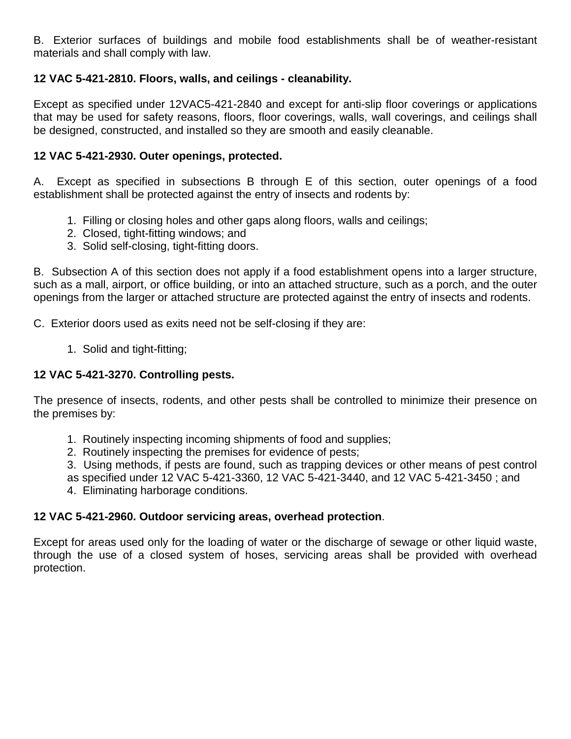B. Exterior surfaces of buildings and mobile food establishments shall be of weather-resistant materials and shall comply with law.

**12 VAC 5-421-2810. Floors, walls, and ceilings - cleanability.**

Except as specified under 12VAC5-421-2840 and except for anti-slip floor coverings or applications that may be used for safety reasons, floors, floor coverings, walls, wall coverings, and ceilings shall be designed, constructed, and installed so they are smooth and easily cleanable.

**12 VAC 5-421-2930. Outer openings, protected.**

A. Except as specified in subsections B through E of this section, outer openings of a food establishment shall be protected against the entry of insects and rodents by:

1. Filling or closing holes and other gaps along floors, walls and ceilings;
2. Closed, tight-fitting windows; and
3. Solid self-closing, tight-fitting doors.

B. Subsection A of this section does not apply if a food establishment opens into a larger structure, such as a mall, airport, or office building, or into an attached structure, such as a porch, and the outer openings from the larger or attached structure are protected against the entry of insects and rodents.

C. Exterior doors used as exits need not be self-closing if they are:

1. Solid and tight-fitting;

**12 VAC 5-421-3270. Controlling pests.**

The presence of insects, rodents, and other pests shall be controlled to minimize their presence on the premises by:

1. Routinely inspecting incoming shipments of food and supplies;
2. Routinely inspecting the premises for evidence of pests;
3. Using methods, if pests are found, such as trapping devices or other means of pest control as specified under 12 VAC 5-421-3360, 12 VAC 5-421-3440, and 12 VAC 5-421-3450 ; and
4. Eliminating harborage conditions.

**12 VAC 5-421-2960. Outdoor servicing areas, overhead protection**.

Except for areas used only for the loading of water or the discharge of sewage or other liquid waste, through the use of a closed system of hoses, servicing areas shall be provided with overhead protection.